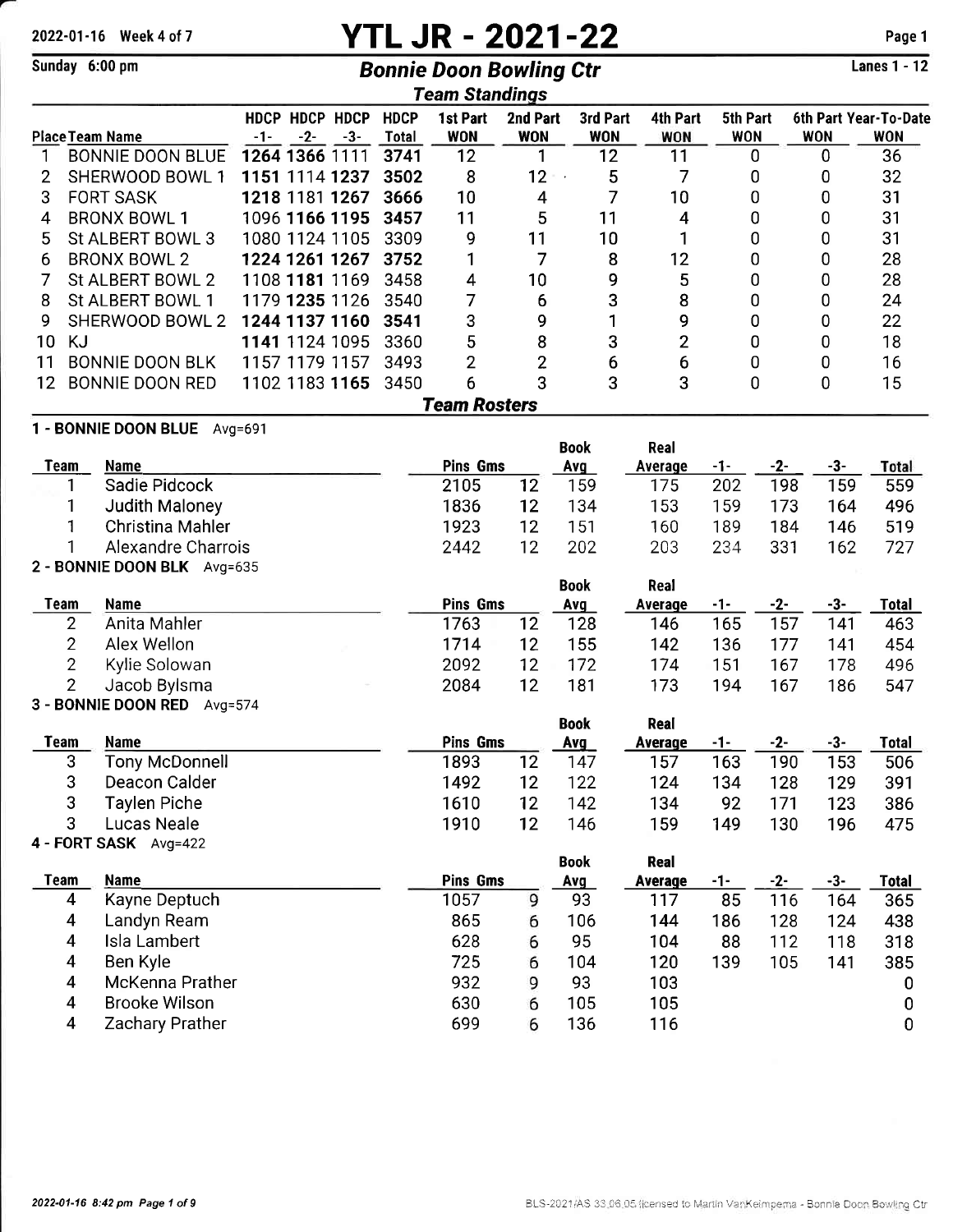2022-01-16 Week 4 of 7

# YTL JR - 2021-22

Sunday 6:00 pm

## Bonnie Doon Bowling Ctr

Lanes 1 - 12

### Team Standings

| Place | Team Name | HDCP -1- | HDCP -2- | HDCP -3- | HDCP Total | 1st Part WON | 2nd Part WON | 3rd Part WON | 4th Part WON | 5th Part WON | 6th Part WON | Year-To-Date WON |
|---|---|---|---|---|---|---|---|---|---|---|---|---|
| 1 | BONNIE DOON BLUE | **1264** | **1366** | 1111 | **3741** | 12 | 1 | 12 | 11 | 0 | 0 | 36 |
| 2 | SHERWOOD BOWL 1 | **1151** | 1114 | **1237** | **3502** | 8 | 12 | 5 | 7 | 0 | 0 | 32 |
| 3 | FORT SASK | **1218** | 1181 | **1267** | **3666** | 10 | 4 | 7 | 10 | 0 | 0 | 31 |
| 4 | BRONX BOWL 1 | 1096 | **1166** | **1195** | **3457** | 11 | 5 | 11 | 4 | 0 | 0 | 31 |
| 5 | St ALBERT BOWL 3 | 1080 | 1124 | 1105 | 3309 | 9 | 11 | 10 | 1 | 0 | 0 | 31 |
| 6 | BRONX BOWL 2 | **1224** | **1261** | **1267** | **3752** | 1 | 7 | 8 | 12 | 0 | 0 | 28 |
| 7 | St ALBERT BOWL 2 | 1108 | **1181** | 1169 | 3458 | 4 | 10 | 9 | 5 | 0 | 0 | 28 |
| 8 | St ALBERT BOWL 1 | 1179 | **1235** | 1126 | 3540 | 7 | 6 | 3 | 8 | 0 | 0 | 24 |
| 9 | SHERWOOD BOWL 2 | **1244** | 1137 | 1160 | **3541** | 3 | 9 | 1 | 9 | 0 | 0 | 22 |
| 10 | KJ | **1141** | 1124 | 1095 | 3360 | 5 | 8 | 3 | 2 | 0 | 0 | 18 |
| 11 | BONNIE DOON BLK | 1157 | 1179 | 1157 | 3493 | 2 | 2 | 6 | 6 | 0 | 0 | 16 |
| 12 | BONNIE DOON RED | 1102 | 1183 | **1165** | 3450 | 6 | 3 | 3 | 3 | 0 | 0 | 15 |

### Team Rosters

**1 - BONNIE DOON BLUE** Avg=691

| Team | Name | Pins | Gms | Book Avg | Real Average | -1- | -2- | -3- | Total |
|---|---|---|---|---|---|---|---|---|---|
| 1 | Sadie Pidcock | 2105 | 12 | 159 | 175 | 202 | 198 | 159 | 559 |
| 1 | Judith Maloney | 1836 | 12 | 134 | 153 | 159 | 173 | 164 | 496 |
| 1 | Christina Mahler | 1923 | 12 | 151 | 160 | 189 | 184 | 146 | 519 |
| 1 | Alexandre Charrois | 2442 | 12 | 202 | 203 | 234 | 331 | 162 | 727 |

**2 - BONNIE DOON BLK** Avg=635

| Team | Name | Pins | Gms | Book Avg | Real Average | -1- | -2- | -3- | Total |
|---|---|---|---|---|---|---|---|---|---|
| 2 | Anita Mahler | 1763 | 12 | 128 | 146 | 165 | 157 | 141 | 463 |
| 2 | Alex Wellon | 1714 | 12 | 155 | 142 | 136 | 177 | 141 | 454 |
| 2 | Kylie Solowan | 2092 | 12 | 172 | 174 | 151 | 167 | 178 | 496 |
| 2 | Jacob Bylsma | 2084 | 12 | 181 | 173 | 194 | 167 | 186 | 547 |

**3 - BONNIE DOON RED** Avg=574

| Team | Name | Pins | Gms | Book Avg | Real Average | -1- | -2- | -3- | Total |
|---|---|---|---|---|---|---|---|---|---|
| 3 | Tony McDonnell | 1893 | 12 | 147 | 157 | 163 | 190 | 153 | 506 |
| 3 | Deacon Calder | 1492 | 12 | 122 | 124 | 134 | 128 | 129 | 391 |
| 3 | Taylen Piche | 1610 | 12 | 142 | 134 | 92 | 171 | 123 | 386 |
| 3 | Lucas Neale | 1910 | 12 | 146 | 159 | 149 | 130 | 196 | 475 |

**4 - FORT SASK** Avg=422

| Team | Name | Pins | Gms | Book Avg | Real Average | -1- | -2- | -3- | Total |
|---|---|---|---|---|---|---|---|---|---|
| 4 | Kayne Deptuch | 1057 | 9 | 93 | 117 | 85 | 116 | 164 | 365 |
| 4 | Landyn Ream | 865 | 6 | 106 | 144 | 186 | 128 | 124 | 438 |
| 4 | Isla Lambert | 628 | 6 | 95 | 104 | 88 | 112 | 118 | 318 |
| 4 | Ben Kyle | 725 | 6 | 104 | 120 | 139 | 105 | 141 | 385 |
| 4 | McKenna Prather | 932 | 9 | 93 | 103 | | | | 0 |
| 4 | Brooke Wilson | 630 | 6 | 105 | 105 | | | | 0 |
| 4 | Zachary Prather | 699 | 6 | 136 | 116 | | | | 0 |

2022-01-16 8:42 pm

BLS-2021/AS 33.06.05 licensed to Martin VanKeimpema - Bonnie Doon Bowling Ctr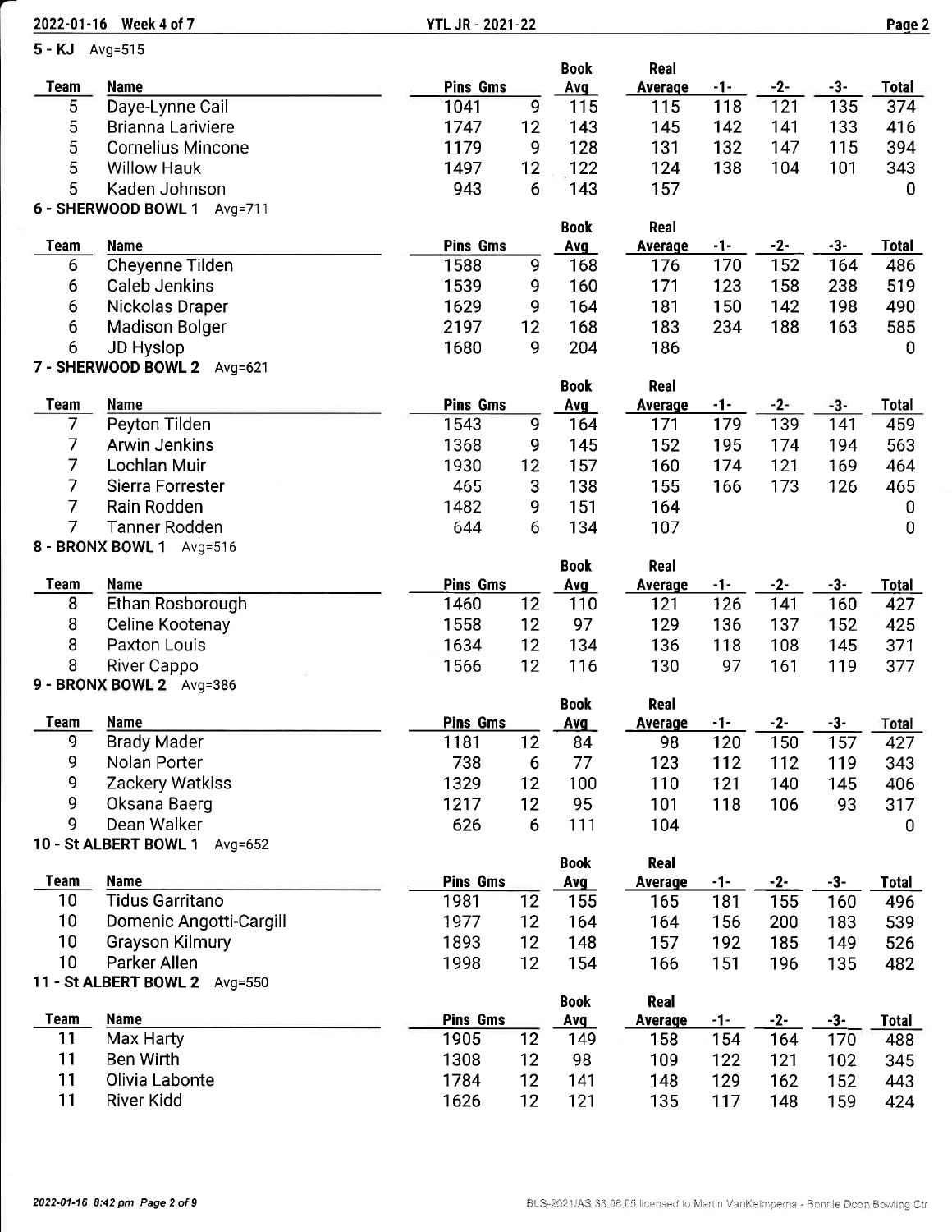## 5 - KJ Avg=515

| Team | Name | Pins | Gms | Book Avg | Real Average | -1- | -2- | -3- | Total |
|---|---|---|---|---|---|---|---|---|---|
| 5 | Daye-Lynne Cail | 1041 | 9 | 115 | 115 | 118 | 121 | 135 | 374 |
| 5 | Brianna Lariviere | 1747 | 12 | 143 | 145 | 142 | 141 | 133 | 416 |
| 5 | Cornelius Mincone | 1179 | 9 | 128 | 131 | 132 | 147 | 115 | 394 |
| 5 | Willow Hauk | 1497 | 12 | 122 | 124 | 138 | 104 | 101 | 343 |
| 5 | Kaden Johnson | 943 | 6 | 143 | 157 | | | | 0 |

## 6 - SHERWOOD BOWL 1 Avg=711

| Team | Name | Pins | Gms | Book Avg | Real Average | -1- | -2- | -3- | Total |
|---|---|---|---|---|---|---|---|---|---|
| 6 | Cheyenne Tilden | 1588 | 9 | 168 | 176 | 170 | 152 | 164 | 486 |
| 6 | Caleb Jenkins | 1539 | 9 | 160 | 171 | 123 | 158 | 238 | 519 |
| 6 | Nickolas Draper | 1629 | 9 | 164 | 181 | 150 | 142 | 198 | 490 |
| 6 | Madison Bolger | 2197 | 12 | 168 | 183 | 234 | 188 | 163 | 585 |
| 6 | JD Hyslop | 1680 | 9 | 204 | 186 | | | | 0 |

## 7 - SHERWOOD BOWL 2 Avg=621

| Team | Name | Pins | Gms | Book Avg | Real Average | -1- | -2- | -3- | Total |
|---|---|---|---|---|---|---|---|---|---|
| 7 | Peyton Tilden | 1543 | 9 | 164 | 171 | 179 | 139 | 141 | 459 |
| 7 | Arwin Jenkins | 1368 | 9 | 145 | 152 | 195 | 174 | 194 | 563 |
| 7 | Lochlan Muir | 1930 | 12 | 157 | 160 | 174 | 121 | 169 | 464 |
| 7 | Sierra Forrester | 465 | 3 | 138 | 155 | 166 | 173 | 126 | 465 |
| 7 | Rain Rodden | 1482 | 9 | 151 | 164 | | | | 0 |
| 7 | Tanner Rodden | 644 | 6 | 134 | 107 | | | | 0 |

## 8 - BRONX BOWL 1 Avg=516

| Team | Name | Pins | Gms | Book Avg | Real Average | -1- | -2- | -3- | Total |
|---|---|---|---|---|---|---|---|---|---|
| 8 | Ethan Rosborough | 1460 | 12 | 110 | 121 | 126 | 141 | 160 | 427 |
| 8 | Celine Kootenay | 1558 | 12 | 97 | 129 | 136 | 137 | 152 | 425 |
| 8 | Paxton Louis | 1634 | 12 | 134 | 136 | 118 | 108 | 145 | 371 |
| 8 | River Cappo | 1566 | 12 | 116 | 130 | 97 | 161 | 119 | 377 |

## 9 - BRONX BOWL 2 Avg=386

| Team | Name | Pins | Gms | Book Avg | Real Average | -1- | -2- | -3- | Total |
|---|---|---|---|---|---|---|---|---|---|
| 9 | Brady Mader | 1181 | 12 | 84 | 98 | 120 | 150 | 157 | 427 |
| 9 | Nolan Porter | 738 | 6 | 77 | 123 | 112 | 112 | 119 | 343 |
| 9 | Zackery Watkiss | 1329 | 12 | 100 | 110 | 121 | 140 | 145 | 406 |
| 9 | Oksana Baerg | 1217 | 12 | 95 | 101 | 118 | 106 | 93 | 317 |
| 9 | Dean Walker | 626 | 6 | 111 | 104 | | | | 0 |

## 10 - St ALBERT BOWL 1 Avg=652

| Team | Name | Pins | Gms | Book Avg | Real Average | -1- | -2- | -3- | Total |
|---|---|---|---|---|---|---|---|---|---|
| 10 | Tidus Garritano | 1981 | 12 | 155 | 165 | 181 | 155 | 160 | 496 |
| 10 | Domenic Angotti-Cargill | 1977 | 12 | 164 | 164 | 156 | 200 | 183 | 539 |
| 10 | Grayson Kilmury | 1893 | 12 | 148 | 157 | 192 | 185 | 149 | 526 |
| 10 | Parker Allen | 1998 | 12 | 154 | 166 | 151 | 196 | 135 | 482 |

## 11 - St ALBERT BOWL 2 Avg=550

| Team | Name | Pins | Gms | Book Avg | Real Average | -1- | -2- | -3- | Total |
|---|---|---|---|---|---|---|---|---|---|
| 11 | Max Harty | 1905 | 12 | 149 | 158 | 154 | 164 | 170 | 488 |
| 11 | Ben Wirth | 1308 | 12 | 98 | 109 | 122 | 121 | 102 | 345 |
| 11 | Olivia Labonte | 1784 | 12 | 141 | 148 | 129 | 162 | 152 | 443 |
| 11 | River Kidd | 1626 | 12 | 121 | 135 | 117 | 148 | 159 | 424 |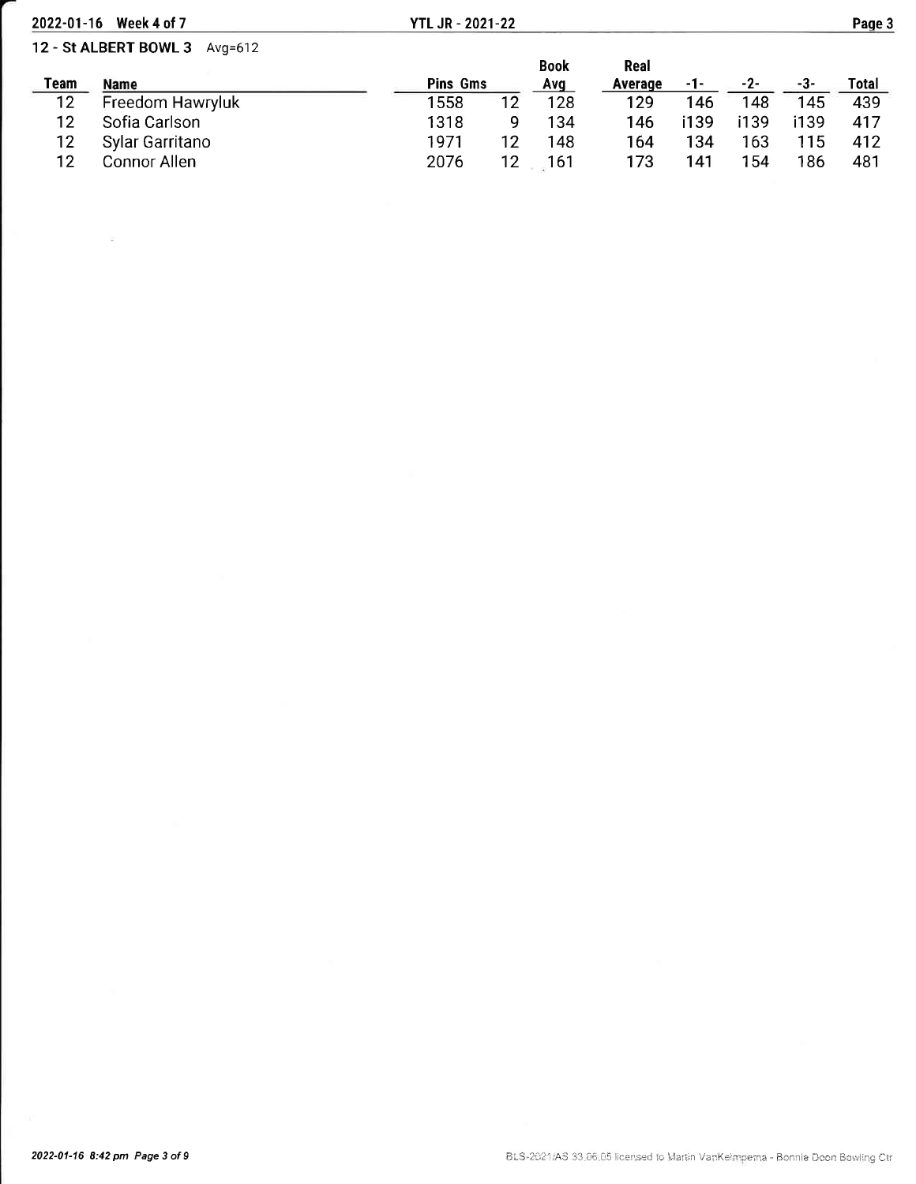## 12 - St ALBERT BOWL 3 Avg=612

| Team | Name | Pins | Gms | Book Avg | Real Average | -1- | -2- | -3- | Total |
|---|---|---|---|---|---|---|---|---|---|
| 12 | Freedom Hawryluk | 1558 | 12 | 128 | 129 | 146 | 148 | 145 | 439 |
| 12 | Sofia Carlson | 1318 | 9 | 134 | 146 | i139 | i139 | i139 | 417 |
| 12 | Sylar Garritano | 1971 | 12 | 148 | 164 | 134 | 163 | 115 | 412 |
| 12 | Connor Allen | 2076 | 12 | 161 | 173 | 141 | 154 | 186 | 481 |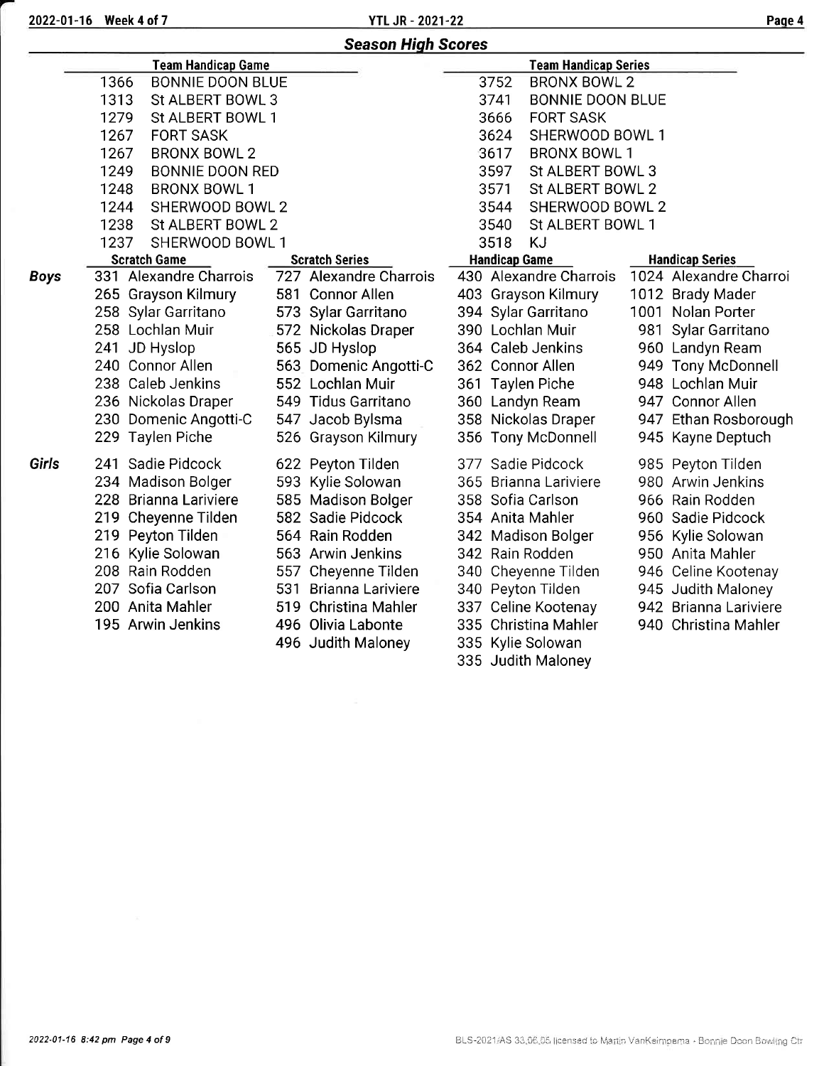## Season High Scores

| Team Handicap Game | | Team Handicap Series | |
|---|---|---|---|
| 1366 | BONNIE DOON BLUE | 3752 | BRONX BOWL 2 |
| 1313 | St ALBERT BOWL 3 | 3741 | BONNIE DOON BLUE |
| 1279 | St ALBERT BOWL 1 | 3666 | FORT SASK |
| 1267 | FORT SASK | 3624 | SHERWOOD BOWL 1 |
| 1267 | BRONX BOWL 2 | 3617 | BRONX BOWL 1 |
| 1249 | BONNIE DOON RED | 3597 | St ALBERT BOWL 3 |
| 1248 | BRONX BOWL 1 | 3571 | St ALBERT BOWL 2 |
| 1244 | SHERWOOD BOWL 2 | 3544 | SHERWOOD BOWL 2 |
| 1238 | St ALBERT BOWL 2 | 3540 | St ALBERT BOWL 1 |
| 1237 | SHERWOOD BOWL 1 | 3518 | KJ |

| | Scratch Game | Scratch Series | Handicap Game | Handicap Series |
|---|---|---|---|---|
| **Boys** | 331 Alexandre Charrois | 727 Alexandre Charrois | 430 Alexandre Charrois | 1024 Alexandre Charroi |
| | 265 Grayson Kilmury | 581 Connor Allen | 403 Grayson Kilmury | 1012 Brady Mader |
| | 258 Sylar Garritano | 573 Sylar Garritano | 394 Sylar Garritano | 1001 Nolan Porter |
| | 258 Lochlan Muir | 572 Nickolas Draper | 390 Lochlan Muir | 981 Sylar Garritano |
| | 241 JD Hyslop | 565 JD Hyslop | 364 Caleb Jenkins | 960 Landyn Ream |
| | 240 Connor Allen | 563 Domenic Angotti-C | 362 Connor Allen | 949 Tony McDonnell |
| | 238 Caleb Jenkins | 552 Lochlan Muir | 361 Taylen Piche | 948 Lochlan Muir |
| | 236 Nickolas Draper | 549 Tidus Garritano | 360 Landyn Ream | 947 Connor Allen |
| | 230 Domenic Angotti-C | 547 Jacob Bylsma | 358 Nickolas Draper | 947 Ethan Rosborough |
| | 229 Taylen Piche | 526 Grayson Kilmury | 356 Tony McDonnell | 945 Kayne Deptuch |
| **Girls** | 241 Sadie Pidcock | 622 Peyton Tilden | 377 Sadie Pidcock | 985 Peyton Tilden |
| | 234 Madison Bolger | 593 Kylie Solowan | 365 Brianna Lariviere | 980 Arwin Jenkins |
| | 228 Brianna Lariviere | 585 Madison Bolger | 358 Sofia Carlson | 966 Rain Rodden |
| | 219 Cheyenne Tilden | 582 Sadie Pidcock | 354 Anita Mahler | 960 Sadie Pidcock |
| | 219 Peyton Tilden | 564 Rain Rodden | 342 Madison Bolger | 956 Kylie Solowan |
| | 216 Kylie Solowan | 563 Arwin Jenkins | 342 Rain Rodden | 950 Anita Mahler |
| | 208 Rain Rodden | 557 Cheyenne Tilden | 340 Cheyenne Tilden | 946 Celine Kootenay |
| | 207 Sofia Carlson | 531 Brianna Lariviere | 340 Peyton Tilden | 945 Judith Maloney |
| | 200 Anita Mahler | 519 Christina Mahler | 337 Celine Kootenay | 942 Brianna Lariviere |
| | 195 Arwin Jenkins | 496 Olivia Labonte | 335 Christina Mahler | 940 Christina Mahler |
| | | 496 Judith Maloney | 335 Kylie Solowan | |
| | | | 335 Judith Maloney | |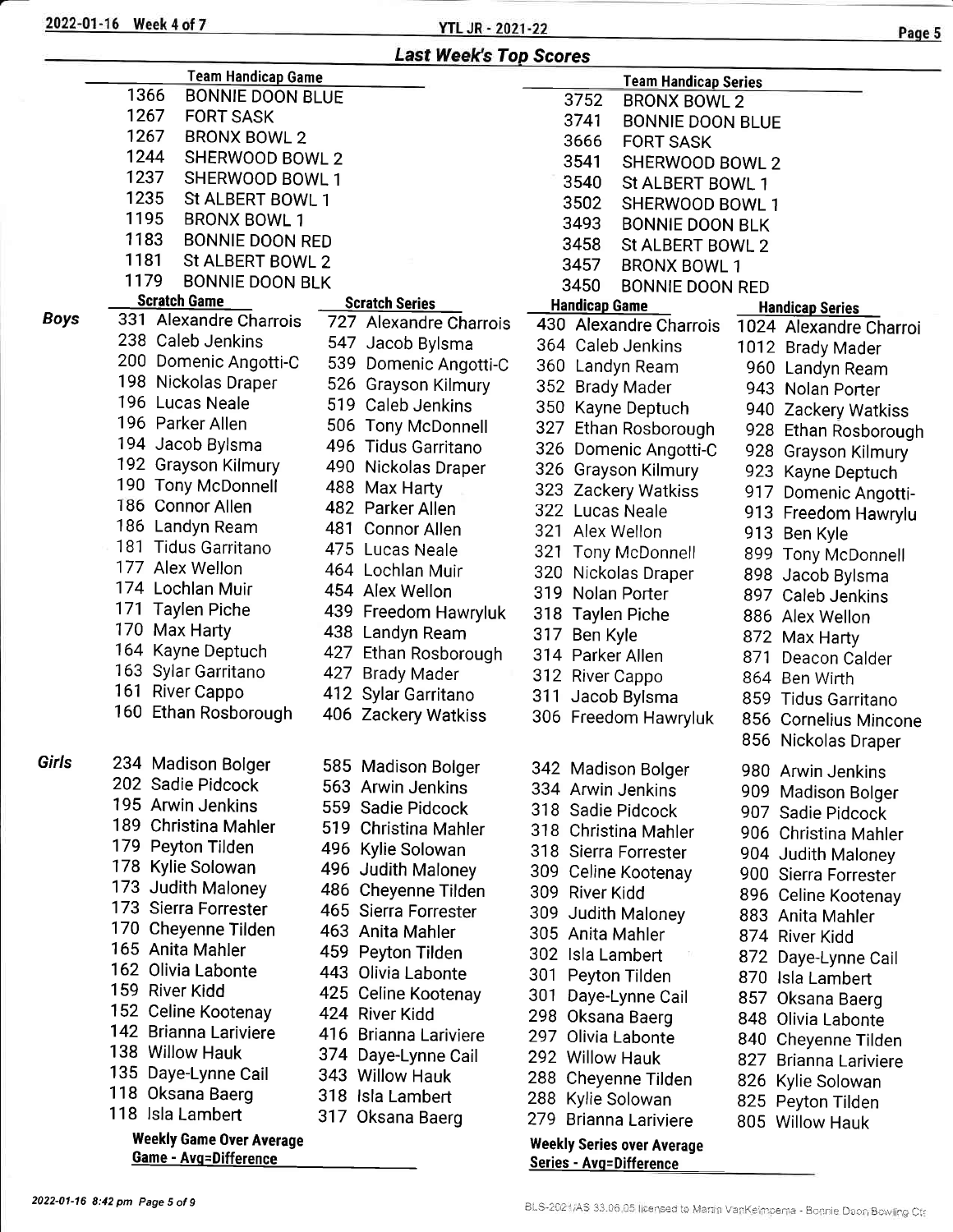2022-01-16 Week 4 of 7 — YTL JR - 2021-22

## Last Week's Top Scores

| Team Handicap Game | | Team Handicap Series | |
|---|---|---|---|
| 1366 | BONNIE DOON BLUE | 3752 | BRONX BOWL 2 |
| 1267 | FORT SASK | 3741 | BONNIE DOON BLUE |
| 1267 | BRONX BOWL 2 | 3666 | FORT SASK |
| 1244 | SHERWOOD BOWL 2 | 3541 | SHERWOOD BOWL 2 |
| 1237 | SHERWOOD BOWL 1 | 3540 | St ALBERT BOWL 1 |
| 1235 | St ALBERT BOWL 1 | 3502 | SHERWOOD BOWL 1 |
| 1195 | BRONX BOWL 1 | 3493 | BONNIE DOON BLK |
| 1183 | BONNIE DOON RED | 3458 | St ALBERT BOWL 2 |
| 1181 | St ALBERT BOWL 2 | 3457 | BRONX BOWL 1 |
| 1179 | BONNIE DOON BLK | 3450 | BONNIE DOON RED |

### Boys

| Scratch Game | Scratch Series | Handicap Game | Handicap Series |
|---|---|---|---|
| 331 Alexandre Charrois | 727 Alexandre Charrois | 430 Alexandre Charrois | 1024 Alexandre Charroi |
| 238 Caleb Jenkins | 547 Jacob Bylsma | 364 Caleb Jenkins | 1012 Brady Mader |
| 200 Domenic Angotti-C | 539 Domenic Angotti-C | 360 Landyn Ream | 960 Landyn Ream |
| 198 Nickolas Draper | 526 Grayson Kilmury | 352 Brady Mader | 943 Nolan Porter |
| 196 Lucas Neale | 519 Caleb Jenkins | 350 Kayne Deptuch | 940 Zackery Watkiss |
| 196 Parker Allen | 506 Tony McDonnell | 327 Ethan Rosborough | 928 Ethan Rosborough |
| 194 Jacob Bylsma | 496 Tidus Garritano | 326 Domenic Angotti-C | 928 Grayson Kilmury |
| 192 Grayson Kilmury | 490 Nickolas Draper | 326 Grayson Kilmury | 923 Kayne Deptuch |
| 190 Tony McDonnell | 488 Max Harty | 323 Zackery Watkiss | 917 Domenic Angotti- |
| 186 Connor Allen | 482 Parker Allen | 322 Lucas Neale | 913 Freedom Hawrylu |
| 186 Landyn Ream | 481 Connor Allen | 321 Alex Wellon | 913 Ben Kyle |
| 181 Tidus Garritano | 475 Lucas Neale | 321 Tony McDonnell | 899 Tony McDonnell |
| 177 Alex Wellon | 464 Lochlan Muir | 320 Nickolas Draper | 898 Jacob Bylsma |
| 174 Lochlan Muir | 454 Alex Wellon | 319 Nolan Porter | 897 Caleb Jenkins |
| 171 Taylen Piche | 439 Freedom Hawryluk | 318 Taylen Piche | 886 Alex Wellon |
| 170 Max Harty | 438 Landyn Ream | 317 Ben Kyle | 872 Max Harty |
| 164 Kayne Deptuch | 427 Ethan Rosborough | 314 Parker Allen | 871 Deacon Calder |
| 163 Sylar Garritano | 427 Brady Mader | 312 River Cappo | 864 Ben Wirth |
| 161 River Cappo | 412 Sylar Garritano | 311 Jacob Bylsma | 859 Tidus Garritano |
| 160 Ethan Rosborough | 406 Zackery Watkiss | 306 Freedom Hawryluk | 856 Cornelius Mincone |
| | | | 856 Nickolas Draper |

### Girls

| Scratch Game | Scratch Series | Handicap Game | Handicap Series |
|---|---|---|---|
| 234 Madison Bolger | 585 Madison Bolger | 342 Madison Bolger | 980 Arwin Jenkins |
| 202 Sadie Pidcock | 563 Arwin Jenkins | 334 Arwin Jenkins | 909 Madison Bolger |
| 195 Arwin Jenkins | 559 Sadie Pidcock | 318 Sadie Pidcock | 907 Sadie Pidcock |
| 189 Christina Mahler | 519 Christina Mahler | 318 Christina Mahler | 906 Christina Mahler |
| 179 Peyton Tilden | 496 Kylie Solowan | 318 Sierra Forrester | 904 Judith Maloney |
| 178 Kylie Solowan | 496 Judith Maloney | 309 Celine Kootenay | 900 Sierra Forrester |
| 173 Judith Maloney | 486 Cheyenne Tilden | 309 River Kidd | 896 Celine Kootenay |
| 173 Sierra Forrester | 465 Sierra Forrester | 309 Judith Maloney | 883 Anita Mahler |
| 170 Cheyenne Tilden | 463 Anita Mahler | 305 Anita Mahler | 874 River Kidd |
| 165 Anita Mahler | 459 Peyton Tilden | 302 Isla Lambert | 872 Daye-Lynne Cail |
| 162 Olivia Labonte | 443 Olivia Labonte | 301 Peyton Tilden | 870 Isla Lambert |
| 159 River Kidd | 425 Celine Kootenay | 301 Daye-Lynne Cail | 857 Oksana Baerg |
| 152 Celine Kootenay | 424 River Kidd | 298 Oksana Baerg | 848 Olivia Labonte |
| 142 Brianna Lariviere | 416 Brianna Lariviere | 297 Olivia Labonte | 840 Cheyenne Tilden |
| 138 Willow Hauk | 374 Daye-Lynne Cail | 292 Willow Hauk | 827 Brianna Lariviere |
| 135 Daye-Lynne Cail | 343 Willow Hauk | 288 Cheyenne Tilden | 826 Kylie Solowan |
| 118 Oksana Baerg | 318 Isla Lambert | 288 Kylie Solowan | 825 Peyton Tilden |
| 118 Isla Lambert | 317 Oksana Baerg | 279 Brianna Lariviere | 805 Willow Hauk |

**Weekly Game Over Average**
Game - Avg=Difference

**Weekly Series over Average**
Series - Avg=Difference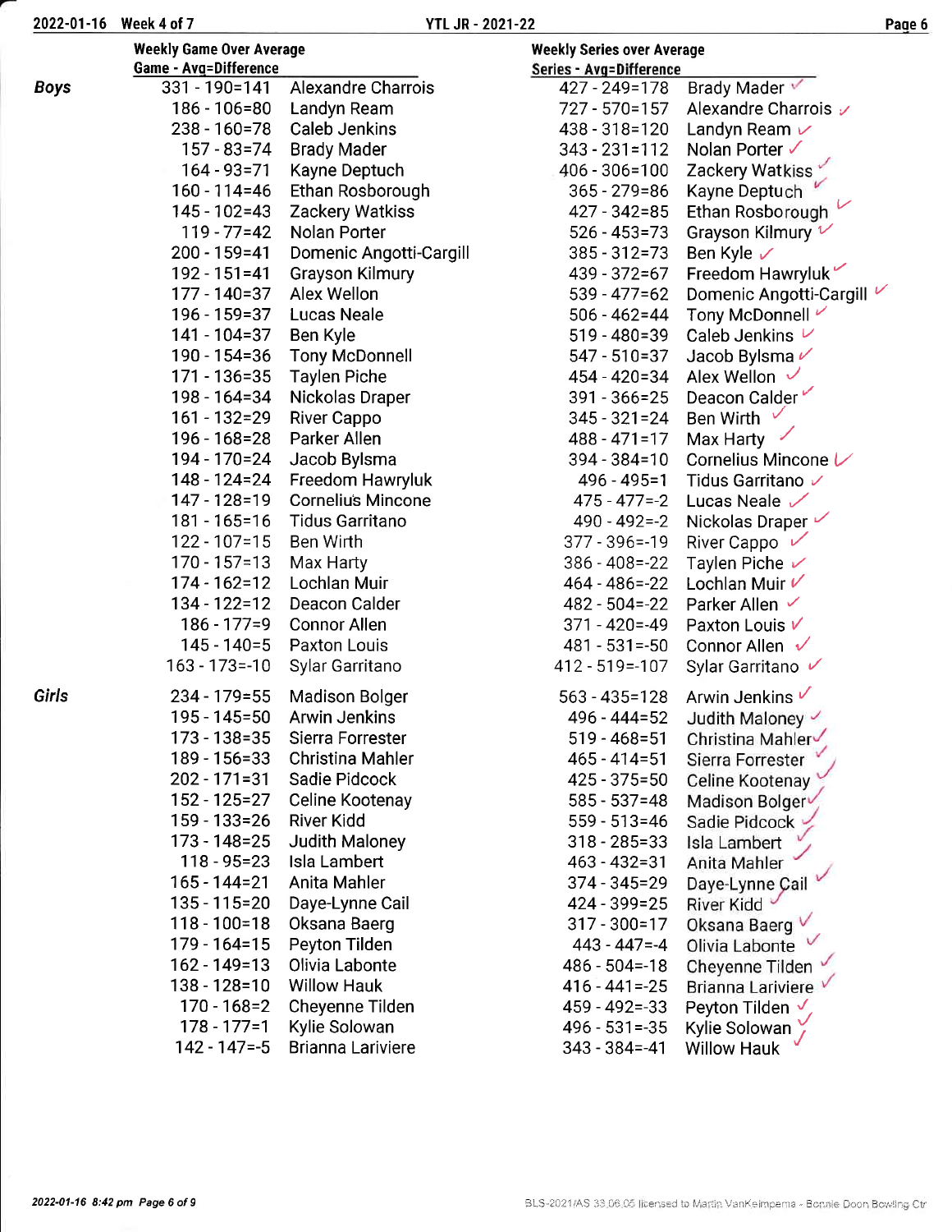| | Weekly Game Over Average | | Weekly Series over Average | |
|---|---|---|---|---|
| | Game - Avg=Difference | | Series - Avg=Difference | |
| **Boys** | 331 - 190=141 | Alexandre Charrois | 427 - 249=178 | Brady Mader |
| | 186 - 106=80 | Landyn Ream | 727 - 570=157 | Alexandre Charrois |
| | 238 - 160=78 | Caleb Jenkins | 438 - 318=120 | Landyn Ream |
| | 157 - 83=74 | Brady Mader | 343 - 231=112 | Nolan Porter |
| | 164 - 93=71 | Kayne Deptuch | 406 - 306=100 | Zackery Watkiss |
| | 160 - 114=46 | Ethan Rosborough | 365 - 279=86 | Kayne Deptuch |
| | 145 - 102=43 | Zackery Watkiss | 427 - 342=85 | Ethan Rosborough |
| | 119 - 77=42 | Nolan Porter | 526 - 453=73 | Grayson Kilmury |
| | 200 - 159=41 | Domenic Angotti-Cargill | 385 - 312=73 | Ben Kyle |
| | 192 - 151=41 | Grayson Kilmury | 439 - 372=67 | Freedom Hawryluk |
| | 177 - 140=37 | Alex Wellon | 539 - 477=62 | Domenic Angotti-Cargill |
| | 196 - 159=37 | Lucas Neale | 506 - 462=44 | Tony McDonnell |
| | 141 - 104=37 | Ben Kyle | 519 - 480=39 | Caleb Jenkins |
| | 190 - 154=36 | Tony McDonnell | 547 - 510=37 | Jacob Bylsma |
| | 171 - 136=35 | Taylen Piche | 454 - 420=34 | Alex Wellon |
| | 198 - 164=34 | Nickolas Draper | 391 - 366=25 | Deacon Calder |
| | 161 - 132=29 | River Cappo | 345 - 321=24 | Ben Wirth |
| | 196 - 168=28 | Parker Allen | 488 - 471=17 | Max Harty |
| | 194 - 170=24 | Jacob Bylsma | 394 - 384=10 | Cornelius Mincone |
| | 148 - 124=24 | Freedom Hawryluk | 496 - 495=1 | Tidus Garritano |
| | 147 - 128=19 | Cornelius Mincone | 475 - 477=-2 | Lucas Neale |
| | 181 - 165=16 | Tidus Garritano | 490 - 492=-2 | Nickolas Draper |
| | 122 - 107=15 | Ben Wirth | 377 - 396=-19 | River Cappo |
| | 170 - 157=13 | Max Harty | 386 - 408=-22 | Taylen Piche |
| | 174 - 162=12 | Lochlan Muir | 464 - 486=-22 | Lochlan Muir |
| | 134 - 122=12 | Deacon Calder | 482 - 504=-22 | Parker Allen |
| | 186 - 177=9 | Connor Allen | 371 - 420=-49 | Paxton Louis |
| | 145 - 140=5 | Paxton Louis | 481 - 531=-50 | Connor Allen |
| | 163 - 173=-10 | Sylar Garritano | 412 - 519=-107 | Sylar Garritano |
| **Girls** | 234 - 179=55 | Madison Bolger | 563 - 435=128 | Arwin Jenkins |
| | 195 - 145=50 | Arwin Jenkins | 496 - 444=52 | Judith Maloney |
| | 173 - 138=35 | Sierra Forrester | 519 - 468=51 | Christina Mahler |
| | 189 - 156=33 | Christina Mahler | 465 - 414=51 | Sierra Forrester |
| | 202 - 171=31 | Sadie Pidcock | 425 - 375=50 | Celine Kootenay |
| | 152 - 125=27 | Celine Kootenay | 585 - 537=48 | Madison Bolger |
| | 159 - 133=26 | River Kidd | 559 - 513=46 | Sadie Pidcock |
| | 173 - 148=25 | Judith Maloney | 318 - 285=33 | Isla Lambert |
| | 118 - 95=23 | Isla Lambert | 463 - 432=31 | Anita Mahler |
| | 165 - 144=21 | Anita Mahler | 374 - 345=29 | Daye-Lynne Cail |
| | 135 - 115=20 | Daye-Lynne Cail | 424 - 399=25 | River Kidd |
| | 118 - 100=18 | Oksana Baerg | 317 - 300=17 | Oksana Baerg |
| | 179 - 164=15 | Peyton Tilden | 443 - 447=-4 | Olivia Labonte |
| | 162 - 149=13 | Olivia Labonte | 486 - 504=-18 | Cheyenne Tilden |
| | 138 - 128=10 | Willow Hauk | 416 - 441=-25 | Brianna Lariviere |
| | 170 - 168=2 | Cheyenne Tilden | 459 - 492=-33 | Peyton Tilden |
| | 178 - 177=1 | Kylie Solowan | 496 - 531=-35 | Kylie Solowan |
| | 142 - 147=-5 | Brianna Lariviere | 343 - 384=-41 | Willow Hauk |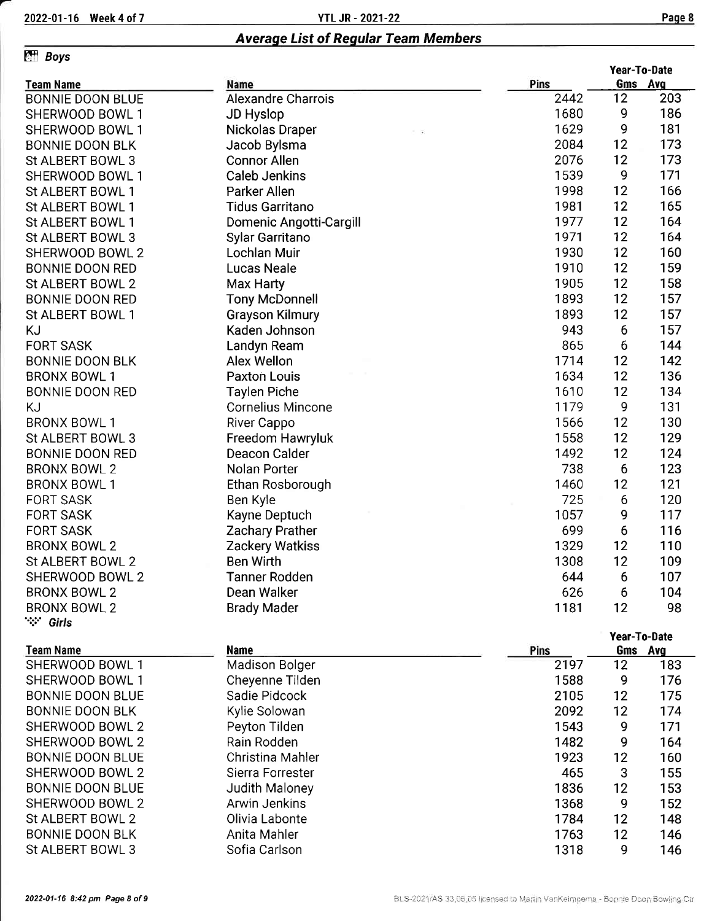## Average List of Regular Team Members

### Boys

| Team Name | Name | Pins | Year-To-Date Gms | Year-To-Date Avg |
|---|---|---|---|---|
| BONNIE DOON BLUE | Alexandre Charrois | 2442 | 12 | 203 |
| SHERWOOD BOWL 1 | JD Hyslop | 1680 | 9 | 186 |
| SHERWOOD BOWL 1 | Nickolas Draper | 1629 | 9 | 181 |
| BONNIE DOON BLK | Jacob Bylsma | 2084 | 12 | 173 |
| St ALBERT BOWL 3 | Connor Allen | 2076 | 12 | 173 |
| SHERWOOD BOWL 1 | Caleb Jenkins | 1539 | 9 | 171 |
| St ALBERT BOWL 1 | Parker Allen | 1998 | 12 | 166 |
| St ALBERT BOWL 1 | Tidus Garritano | 1981 | 12 | 165 |
| St ALBERT BOWL 1 | Domenic Angotti-Cargill | 1977 | 12 | 164 |
| St ALBERT BOWL 3 | Sylar Garritano | 1971 | 12 | 164 |
| SHERWOOD BOWL 2 | Lochlan Muir | 1930 | 12 | 160 |
| BONNIE DOON RED | Lucas Neale | 1910 | 12 | 159 |
| St ALBERT BOWL 2 | Max Harty | 1905 | 12 | 158 |
| BONNIE DOON RED | Tony McDonnell | 1893 | 12 | 157 |
| St ALBERT BOWL 1 | Grayson Kilmury | 1893 | 12 | 157 |
| KJ | Kaden Johnson | 943 | 6 | 157 |
| FORT SASK | Landyn Ream | 865 | 6 | 144 |
| BONNIE DOON BLK | Alex Wellon | 1714 | 12 | 142 |
| BRONX BOWL 1 | Paxton Louis | 1634 | 12 | 136 |
| BONNIE DOON RED | Taylen Piche | 1610 | 12 | 134 |
| KJ | Cornelius Mincone | 1179 | 9 | 131 |
| BRONX BOWL 1 | River Cappo | 1566 | 12 | 130 |
| St ALBERT BOWL 3 | Freedom Hawryluk | 1558 | 12 | 129 |
| BONNIE DOON RED | Deacon Calder | 1492 | 12 | 124 |
| BRONX BOWL 2 | Nolan Porter | 738 | 6 | 123 |
| BRONX BOWL 1 | Ethan Rosborough | 1460 | 12 | 121 |
| FORT SASK | Ben Kyle | 725 | 6 | 120 |
| FORT SASK | Kayne Deptuch | 1057 | 9 | 117 |
| FORT SASK | Zachary Prather | 699 | 6 | 116 |
| BRONX BOWL 2 | Zackery Watkiss | 1329 | 12 | 110 |
| St ALBERT BOWL 2 | Ben Wirth | 1308 | 12 | 109 |
| SHERWOOD BOWL 2 | Tanner Rodden | 644 | 6 | 107 |
| BRONX BOWL 2 | Dean Walker | 626 | 6 | 104 |
| BRONX BOWL 2 | Brady Mader | 1181 | 12 | 98 |

### Girls

| Team Name | Name | Pins | Year-To-Date Gms | Year-To-Date Avg |
|---|---|---|---|---|
| SHERWOOD BOWL 1 | Madison Bolger | 2197 | 12 | 183 |
| SHERWOOD BOWL 1 | Cheyenne Tilden | 1588 | 9 | 176 |
| BONNIE DOON BLUE | Sadie Pidcock | 2105 | 12 | 175 |
| BONNIE DOON BLK | Kylie Solowan | 2092 | 12 | 174 |
| SHERWOOD BOWL 2 | Peyton Tilden | 1543 | 9 | 171 |
| SHERWOOD BOWL 2 | Rain Rodden | 1482 | 9 | 164 |
| BONNIE DOON BLUE | Christina Mahler | 1923 | 12 | 160 |
| SHERWOOD BOWL 2 | Sierra Forrester | 465 | 3 | 155 |
| BONNIE DOON BLUE | Judith Maloney | 1836 | 12 | 153 |
| SHERWOOD BOWL 2 | Arwin Jenkins | 1368 | 9 | 152 |
| St ALBERT BOWL 2 | Olivia Labonte | 1784 | 12 | 148 |
| BONNIE DOON BLK | Anita Mahler | 1763 | 12 | 146 |
| St ALBERT BOWL 3 | Sofia Carlson | 1318 | 9 | 146 |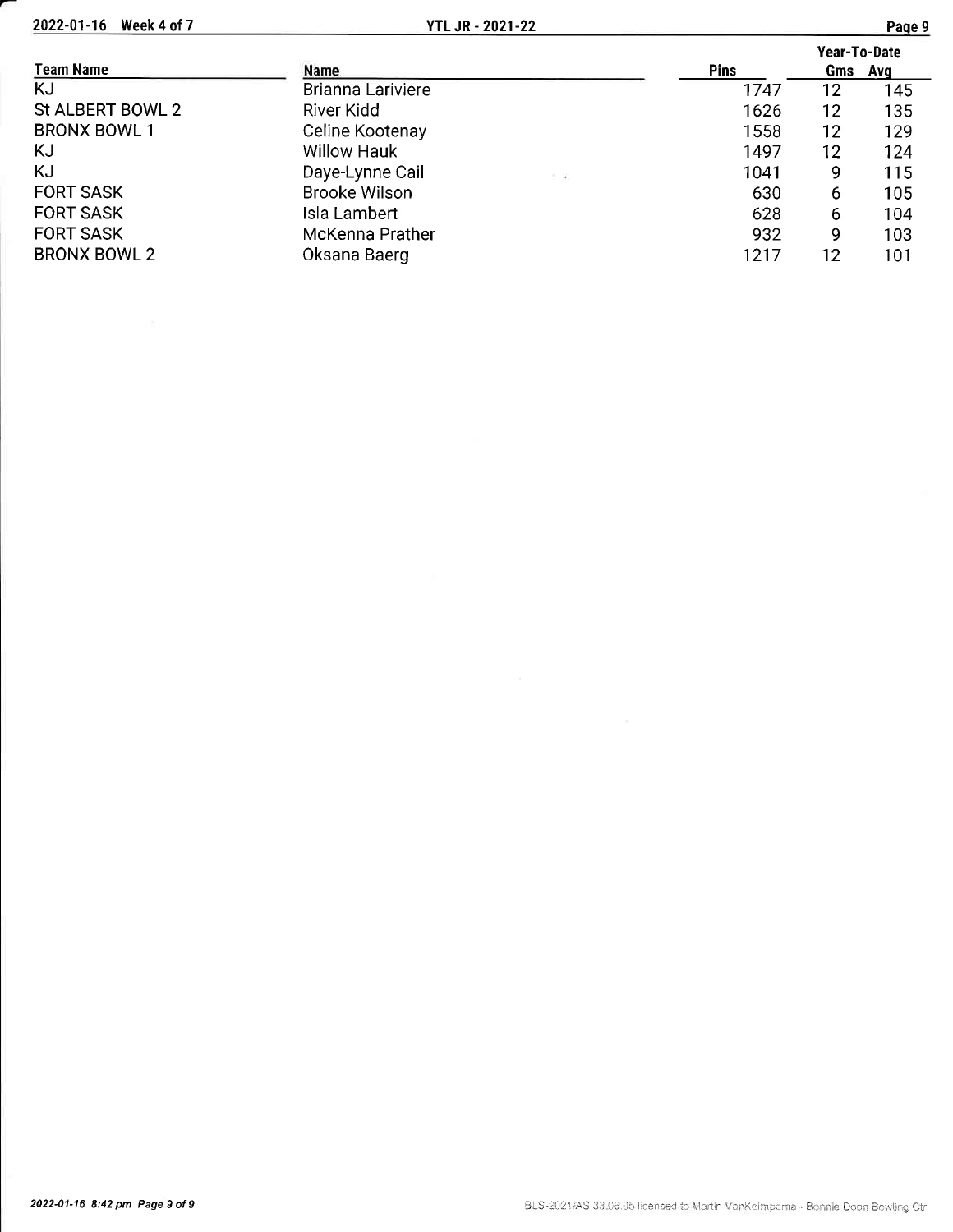| Team Name | Name | Pins | Year-To-Date Gms | Year-To-Date Avg |
|---|---|---|---|---|
| KJ | Brianna Lariviere | 1747 | 12 | 145 |
| St ALBERT BOWL 2 | River Kidd | 1626 | 12 | 135 |
| BRONX BOWL 1 | Celine Kootenay | 1558 | 12 | 129 |
| KJ | Willow Hauk | 1497 | 12 | 124 |
| KJ | Daye-Lynne Cail | 1041 | 9 | 115 |
| FORT SASK | Brooke Wilson | 630 | 6 | 105 |
| FORT SASK | Isla Lambert | 628 | 6 | 104 |
| FORT SASK | McKenna Prather | 932 | 9 | 103 |
| BRONX BOWL 2 | Oksana Baerg | 1217 | 12 | 101 |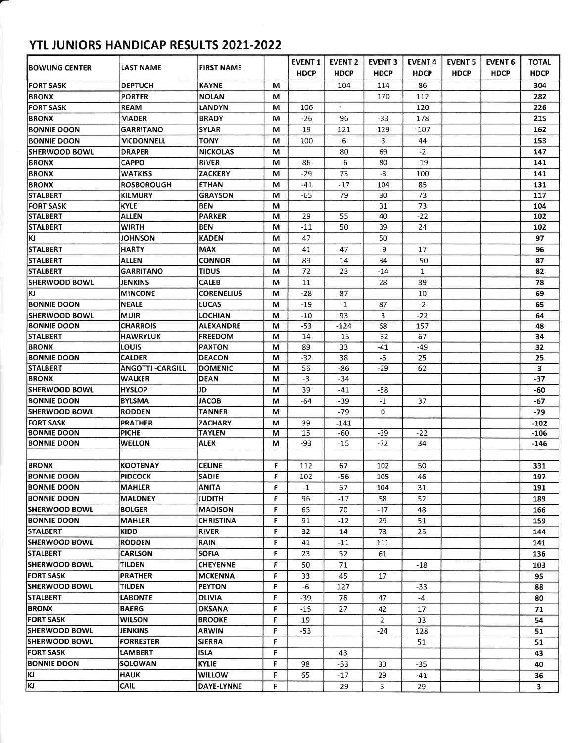# YTL JUNIORS HANDICAP RESULTS 2021-2022

| BOWLING CENTER | LAST NAME | FIRST NAME | | EVENT 1 HDCP | EVENT 2 HDCP | EVENT 3 HDCP | EVENT 4 HDCP | EVENT 5 HDCP | EVENT 6 HDCP | TOTAL HDCP |
|---|---|---|---|---|---|---|---|---|---|---|
| FORT SASK | DEPTUCH | KAYNE | M | | 104 | 114 | 86 | | | 304 |
| BRONX | PORTER | NOLAN | M | | | 170 | 112 | | | 282 |
| FORT SASK | REAM | LANDYN | M | 106 | | | 120 | | | 226 |
| BRONX | MADER | BRADY | M | -26 | 96 | -33 | 178 | | | 215 |
| BONNIE DOON | GARRITANO | SYLAR | M | 19 | 121 | 129 | -107 | | | 162 |
| BONNIE DOON | MCDONNELL | TONY | M | 100 | 6 | 3 | 44 | | | 153 |
| SHERWOOD BOWL | DRAPER | NICKOLAS | M | | 80 | 69 | -2 | | | 147 |
| BRONX | CAPPO | RIVER | M | 86 | -6 | 80 | -19 | | | 141 |
| BRONX | WATKISS | ZACKERY | M | -29 | 73 | -3 | 100 | | | 141 |
| BRONX | ROSBOROUGH | ETHAN | M | -41 | -17 | 104 | 85 | | | 131 |
| STALBERT | KILMURY | GRAYSON | M | -65 | 79 | 30 | 73 | | | 117 |
| FORT SASK | KYLE | BEN | M | | | 31 | 73 | | | 104 |
| STALBERT | ALLEN | PARKER | M | 29 | 55 | 40 | -22 | | | 102 |
| STALBERT | WIRTH | BEN | M | -11 | 50 | 39 | 24 | | | 102 |
| KJ | JOHNSON | KADEN | M | 47 | | 50 | | | | 97 |
| STALBERT | HARTY | MAX | M | 41 | 47 | -9 | 17 | | | 96 |
| STALBERT | ALLEN | CONNOR | M | 89 | 14 | 34 | -50 | | | 87 |
| STALBERT | GARRITANO | TIDUS | M | 72 | 23 | -14 | 1 | | | 82 |
| SHERWOOD BOWL | JENKINS | CALEB | M | 11 | | 28 | 39 | | | 78 |
| KJ | MINCONE | CORENELIUS | M | -28 | 87 | | 10 | | | 69 |
| BONNIE DOON | NEALE | LUCAS | M | -19 | -1 | 87 | -2 | | | 65 |
| SHERWOOD BOWL | MUIR | LOCHIAN | M | -10 | 93 | 3 | -22 | | | 64 |
| BONNIE DOON | CHARROIS | ALEXANDRE | M | -53 | -124 | 68 | 157 | | | 48 |
| STALBERT | HAWRYLUK | FREEDOM | M | 14 | -15 | -32 | 67 | | | 34 |
| BRONX | LOUIS | PAXTON | M | 89 | 33 | -41 | -49 | | | 32 |
| BONNIE DOON | CALDER | DEACON | M | -32 | 38 | -6 | 25 | | | 25 |
| STALBERT | ANGOTTI -CARGILL | DOMENIC | M | 56 | -86 | -29 | 62 | | | 3 |
| BRONX | WALKER | DEAN | M | -3 | -34 | | | | | -37 |
| SHERWOOD BOWL | HYSLOP | JD | M | 39 | -41 | -58 | | | | -60 |
| BONNIE DOON | BYLSMA | JACOB | M | -64 | -39 | -1 | 37 | | | -67 |
| SHERWOOD BOWL | RODDEN | TANNER | M | | -79 | 0 | | | | -79 |
| FORT SASK | PRATHER | ZACHARY | M | 39 | -141 | | | | | -102 |
| BONNIE DOON | PICHE | TAYLEN | M | 15 | -60 | -39 | -22 | | | -106 |
| BONNIE DOON | WELLON | ALEX | M | -93 | -15 | -72 | 34 | | | -146 |
| | | | | | | | | | | |
| BRONX | KOOTENAY | CELINE | F | 112 | 67 | 102 | 50 | | | 331 |
| BONNIE DOON | PIDCOCK | SADIE | F | 102 | -56 | 105 | 46 | | | 197 |
| BONNIE DOON | MAHLER | ANITA | F | -1 | 57 | 104 | 31 | | | 191 |
| BONNIE DOON | MALONEY | JUDITH | F | 96 | -17 | 58 | 52 | | | 189 |
| SHERWOOD BOWL | BOLGER | MADISON | F | 65 | 70 | -17 | 48 | | | 166 |
| BONNIE DOON | MAHLER | CHRISTINA | F | 91 | -12 | 29 | 51 | | | 159 |
| STALBERT | KIDD | RIVER | F | 32 | 14 | 73 | 25 | | | 144 |
| SHERWOOD BOWL | RODDEN | RAIN | F | 41 | -11 | 111 | | | | 141 |
| STALBERT | CARLSON | SOFIA | F | 23 | 52 | 61 | | | | 136 |
| SHERWOOD BOWL | TILDEN | CHEYENNE | F | 50 | 71 | | -18 | | | 103 |
| FORT SASK | PRATHER | MCKENNA | F | 33 | 45 | 17 | | | | 95 |
| SHERWOOD BOWL | TILDEN | PEYTON | F | -6 | 127 | | -33 | | | 88 |
| STALBERT | LABONTE | OLIVIA | F | -39 | 76 | 47 | -4 | | | 80 |
| BRONX | BAERG | OKSANA | F | -15 | 27 | 42 | 17 | | | 71 |
| FORT SASK | WILSON | BROOKE | F | 19 | | 2 | 33 | | | 54 |
| SHERWOOD BOWL | JENKINS | ARWIN | F | -53 | | -24 | 128 | | | 51 |
| SHERWOOD BOWL | FORRESTER | SIERRA | F | | | | 51 | | | 51 |
| FORT SASK | LAMBERT | ISLA | F | | 43 | | | | | 43 |
| BONNIE DOON | SOLOWAN | KYLIE | F | 98 | -53 | 30 | -35 | | | 40 |
| KJ | HAUK | WILLOW | F | 65 | -17 | 29 | -41 | | | 36 |
| KJ | CAIL | DAYE-LYNNE | F | | -29 | 3 | 29 | | | 3 |